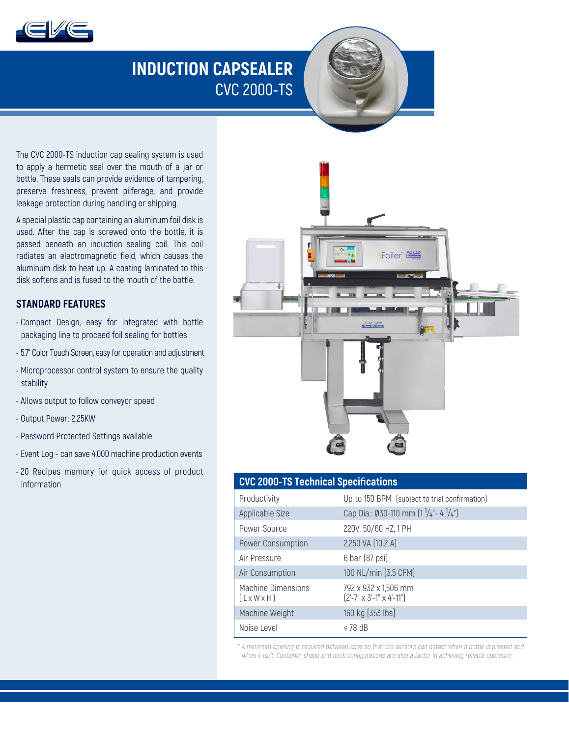# INDUCTION CAPSEALER

## CVC 2000-TS

The CVC 2000-TS induction cap sealing system is used to apply a hermetic seal over the mouth of a jar or bottle. These seals can provide evidence of tampering, preserve freshness, prevent pilferage, and provide leakage protection during handling or shipping.

A special plastic cap containing an aluminum foil disk is used. After the cap is screwed onto the bottle, it is passed beneath an induction sealing coil. This coil radiates an electromagnetic field, which causes the aluminum disk to heat up. A coating laminated to this disk softens and is fused to the mouth of the bottle.

### STANDARD FEATURES

- Compact Design, easy for integrated with bottle packaging line to proceed foil sealing for bottles
- 5.7" Color Touch Screen, easy for operation and adjustment
- Microprocessor control system to ensure the quality stability
- Allows output to follow conveyor speed
- Output Power: 2.25KW
- Password Protected Settings available
- Event Log - can save 4,000 machine production events
- 20 Recipes memory for quick access of product information

### CVC 2000-TS Technical Specifications

| | |
|---|---|
| Productivity | Up to 150 BPM (subject to trial confirmation) |
| Applicable Size | Cap Dia.: Ø30-110 mm (1 1/4"- 4 1/4") |
| Power Source | 220V, 50/60 HZ, 1 PH |
| Power Consumption | 2,250 VA (10.2 A) |
| Air Pressure | 6 bar (87 psi) |
| Air Consumption | 100 NL/min (3.5 CFM) |
| Machine Dimensions ( L x W x H ) | 792 x 932 x 1,506 mm (2'-7" x 3'-1" x 4'-11") |
| Machine Weight | 160 kg (353 lbs) |
| Noise Level | ≤ 78 dB |

*\* A minimum opening is required between caps so that the sensors can detect when a bottle is present and when it isn't. Container shape and neck configurations are also a factor in achieving reliable operation.*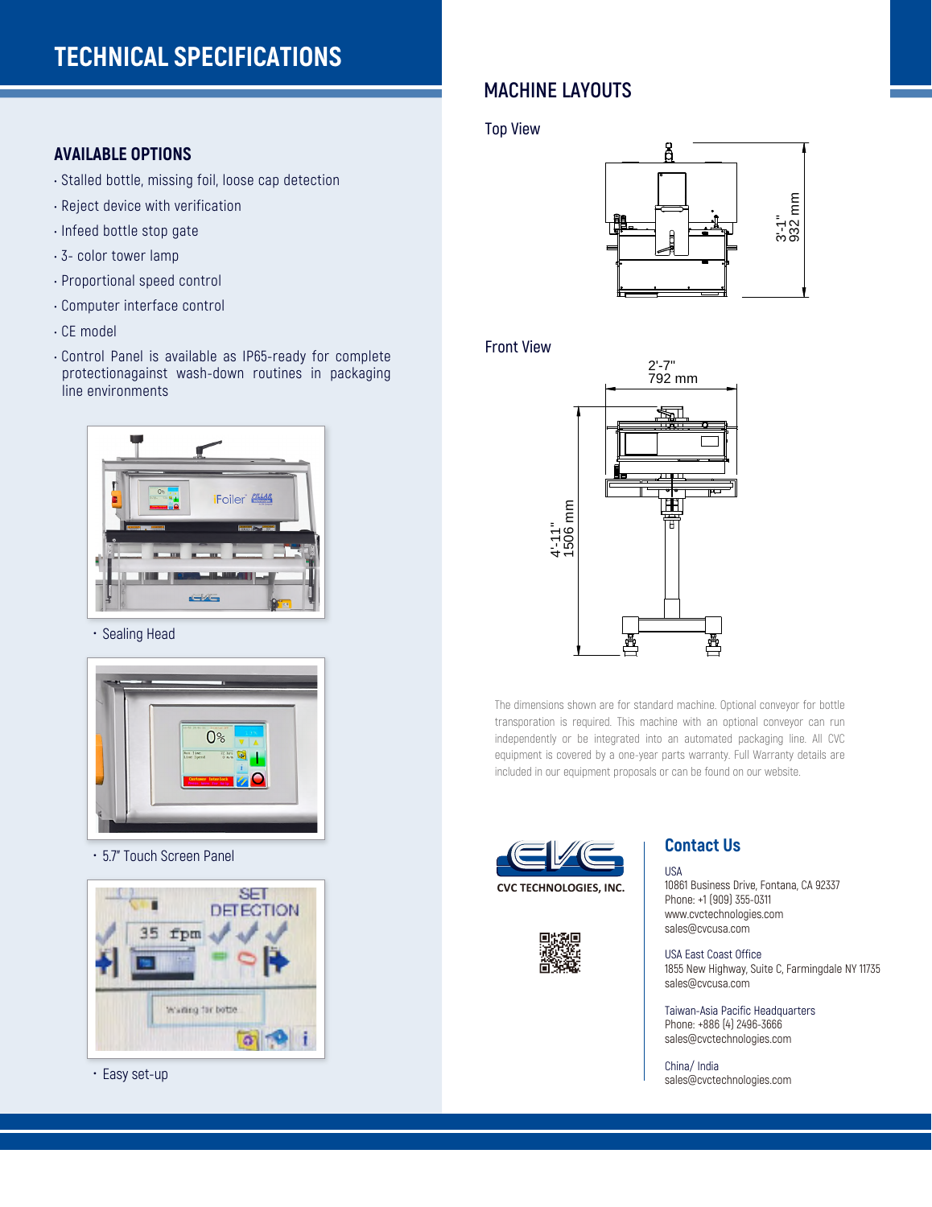# TECHNICAL SPECIFICATIONS

## AVAILABLE OPTIONS

- Stalled bottle, missing foil, loose cap detection
- Reject device with verification
- Infeed bottle stop gate
- 3- color tower lamp
- Proportional speed control
- Computer interface control
- CE model
- Control Panel is available as IP65-ready for complete protectionagainst wash-down routines in packaging line environments

• Sealing Head

• 5.7" Touch Screen Panel

• Easy set-up

## MACHINE LAYOUTS

### Top View

3'-1"
932 mm

### Front View

2'-7"
792 mm

4'-11"
1506 mm

The dimensions shown are for standard machine. Optional conveyor for bottle transporation is required. This machine with an optional conveyor can run independently or be integrated into an automated packaging line. All CVC equipment is covered by a one-year parts warranty. Full Warranty details are included in our equipment proposals or can be found on our website.

CVC TECHNOLOGIES, INC.

## Contact Us

USA
10861 Business Drive, Suite C, Fontana, CA 92337
Phone: +1 (909) 355-0311
www.cvctechnologies.com
sales@cvcusa.com

USA East Coast Office
1855 New Highway, Suite C, Farmingdale NY 11735
sales@cvcusa.com

Taiwan-Asia Pacific Headquarters
Phone: +886 (4) 2496-3666
sales@cvctechnologies.com

China/ India
sales@cvctechnologies.com